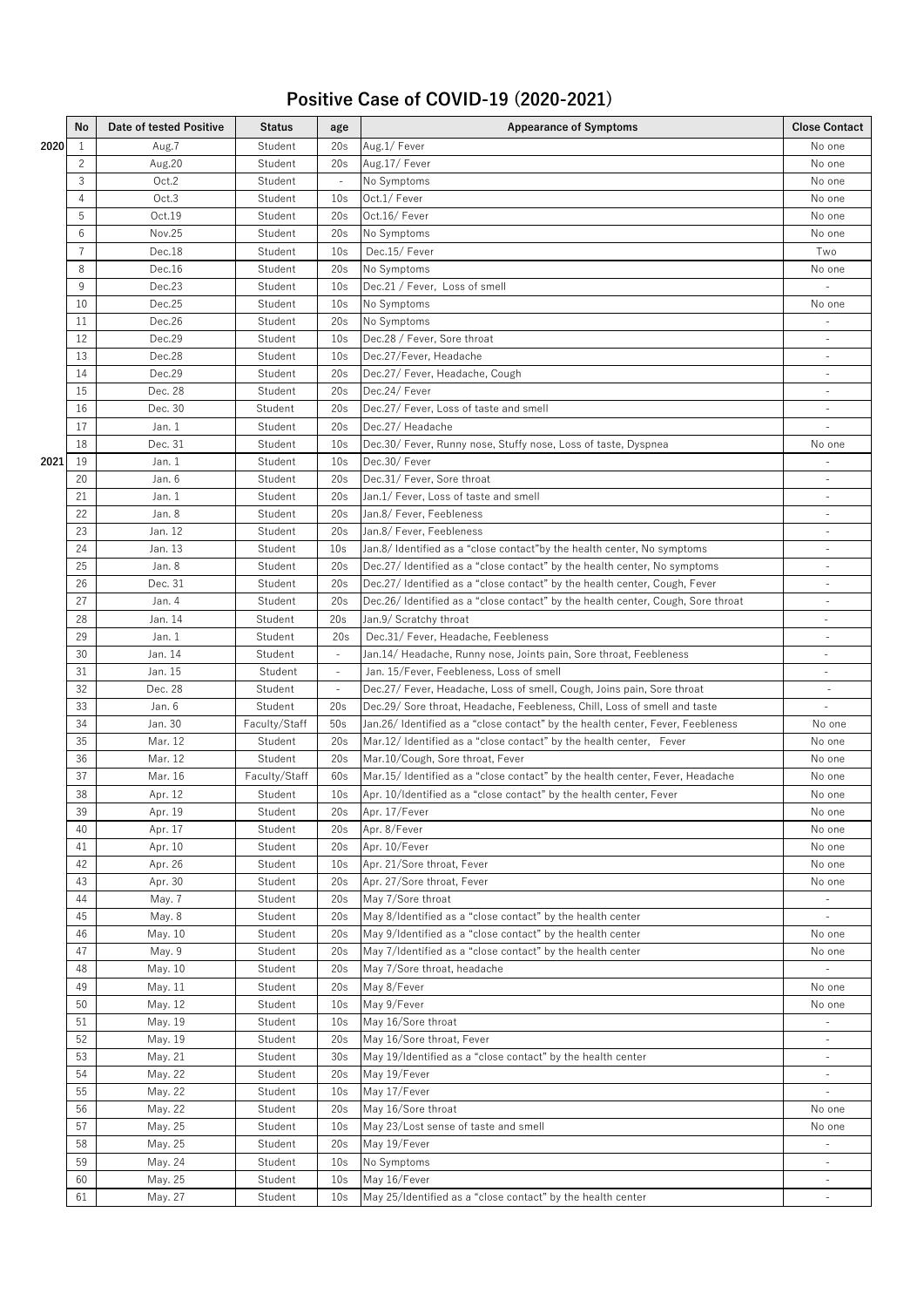# Positive Case of COVID-19 (2020-2021)

| | No | Date of tested Positive | Status | age | Appearance of Symptoms | Close Contact |
|---|---|---|---|---|---|---|
| 2020 | 1 | Aug.7 | Student | 20s | Aug.1/ Fever | No one |
| | 2 | Aug.20 | Student | 20s | Aug.17/ Fever | No one |
| | 3 | Oct.2 | Student | - | No Symptoms | No one |
| | 4 | Oct.3 | Student | 10s | Oct.1/ Fever | No one |
| | 5 | Oct.19 | Student | 20s | Oct.16/ Fever | No one |
| | 6 | Nov.25 | Student | 20s | No Symptoms | No one |
| | 7 | Dec.18 | Student | 10s | Dec.15/ Fever | Two |
| | 8 | Dec.16 | Student | 20s | No Symptoms | No one |
| | 9 | Dec.23 | Student | 10s | Dec.21 / Fever, Loss of smell | - |
| | 10 | Dec.25 | Student | 10s | No Symptoms | No one |
| | 11 | Dec.26 | Student | 20s | No Symptoms | - |
| | 12 | Dec.29 | Student | 10s | Dec.28 / Fever, Sore throat | - |
| | 13 | Dec.28 | Student | 10s | Dec.27/Fever, Headache | - |
| | 14 | Dec.29 | Student | 20s | Dec.27/ Fever, Headache, Cough | - |
| | 15 | Dec. 28 | Student | 20s | Dec.24/ Fever | - |
| | 16 | Dec. 30 | Student | 20s | Dec.27/ Fever, Loss of taste and smell | - |
| | 17 | Jan. 1 | Student | 20s | Dec.27/ Headache | - |
| | 18 | Dec. 31 | Student | 10s | Dec.30/ Fever, Runny nose, Stuffy nose, Loss of taste, Dyspnea | No one |
| 2021 | 19 | Jan. 1 | Student | 10s | Dec.30/ Fever | - |
| | 20 | Jan. 6 | Student | 20s | Dec.31/ Fever, Sore throat | - |
| | 21 | Jan. 1 | Student | 20s | Jan.1/ Fever, Loss of taste and smell | - |
| | 22 | Jan. 8 | Student | 20s | Jan.8/ Fever, Feebleness | - |
| | 23 | Jan. 12 | Student | 20s | Jan.8/ Fever, Feebleness | - |
| | 24 | Jan. 13 | Student | 10s | Jan.8/ Identified as a "close contact"by the health center, No symptoms | - |
| | 25 | Jan. 8 | Student | 20s | Dec.27/ Identified as a "close contact" by the health center, No symptoms | - |
| | 26 | Dec. 31 | Student | 20s | Dec.27/ Identified as a "close contact" by the health center, Cough, Fever | - |
| | 27 | Jan. 4 | Student | 20s | Dec.26/ Identified as a "close contact" by the health center, Cough, Sore throat | - |
| | 28 | Jan. 14 | Student | 20s | Jan.9/ Scratchy throat | - |
| | 29 | Jan. 1 | Student | 20s | Dec.31/ Fever, Headache, Feebleness | - |
| | 30 | Jan. 14 | Student | - | Jan.14/ Headache, Runny nose, Joints pain, Sore throat, Feebleness | - |
| | 31 | Jan. 15 | Student | - | Jan. 15/Fever, Feebleness, Loss of smell | - |
| | 32 | Dec. 28 | Student | - | Dec.27/ Fever, Headache, Loss of smell, Cough, Joins pain, Sore throat | - |
| | 33 | Jan. 6 | Student | 20s | Dec.29/ Sore throat, Headache, Feebleness, Chill, Loss of smell and taste | - |
| | 34 | Jan. 30 | Faculty/Staff | 50s | Jan.26/ Identified as a "close contact" by the health center, Fever, Feebleness | No one |
| | 35 | Mar. 12 | Student | 20s | Mar.12/ Identified as a "close contact" by the health center, Fever | No one |
| | 36 | Mar. 12 | Student | 20s | Mar.10/Cough, Sore throat, Fever | No one |
| | 37 | Mar. 16 | Faculty/Staff | 60s | Mar.15/ Identified as a "close contact" by the health center, Fever, Headache | No one |
| | 38 | Apr. 12 | Student | 10s | Apr. 10/Identified as a "close contact" by the health center, Fever | No one |
| | 39 | Apr. 19 | Student | 20s | Apr. 17/Fever | No one |
| | 40 | Apr. 17 | Student | 20s | Apr. 8/Fever | No one |
| | 41 | Apr. 10 | Student | 20s | Apr. 10/Fever | No one |
| | 42 | Apr. 26 | Student | 10s | Apr. 21/Sore throat, Fever | No one |
| | 43 | Apr. 30 | Student | 20s | Apr. 27/Sore throat, Fever | No one |
| | 44 | May. 7 | Student | 20s | May 7/Sore throat | - |
| | 45 | May. 8 | Student | 20s | May 8/Identified as a "close contact" by the health center | - |
| | 46 | May. 10 | Student | 20s | May 9/Identified as a "close contact" by the health center | No one |
| | 47 | May. 9 | Student | 20s | May 7/Identified as a "close contact" by the health center | No one |
| | 48 | May. 10 | Student | 20s | May 7/Sore throat, headache | - |
| | 49 | May. 11 | Student | 20s | May 8/Fever | No one |
| | 50 | May. 12 | Student | 10s | May 9/Fever | No one |
| | 51 | May. 19 | Student | 10s | May 16/Sore throat | - |
| | 52 | May. 19 | Student | 20s | May 16/Sore throat, Fever | - |
| | 53 | May. 21 | Student | 30s | May 19/Identified as a "close contact" by the health center | - |
| | 54 | May. 22 | Student | 20s | May 19/Fever | - |
| | 55 | May. 22 | Student | 10s | May 17/Fever | - |
| | 56 | May. 22 | Student | 20s | May 16/Sore throat | No one |
| | 57 | May. 25 | Student | 10s | May 23/Lost sense of taste and smell | No one |
| | 58 | May. 25 | Student | 20s | May 19/Fever | - |
| | 59 | May. 24 | Student | 10s | No Symptoms | - |
| | 60 | May. 25 | Student | 10s | May 16/Fever | - |
| | 61 | May. 27 | Student | 10s | May 25/Identified as a "close contact" by the health center | - |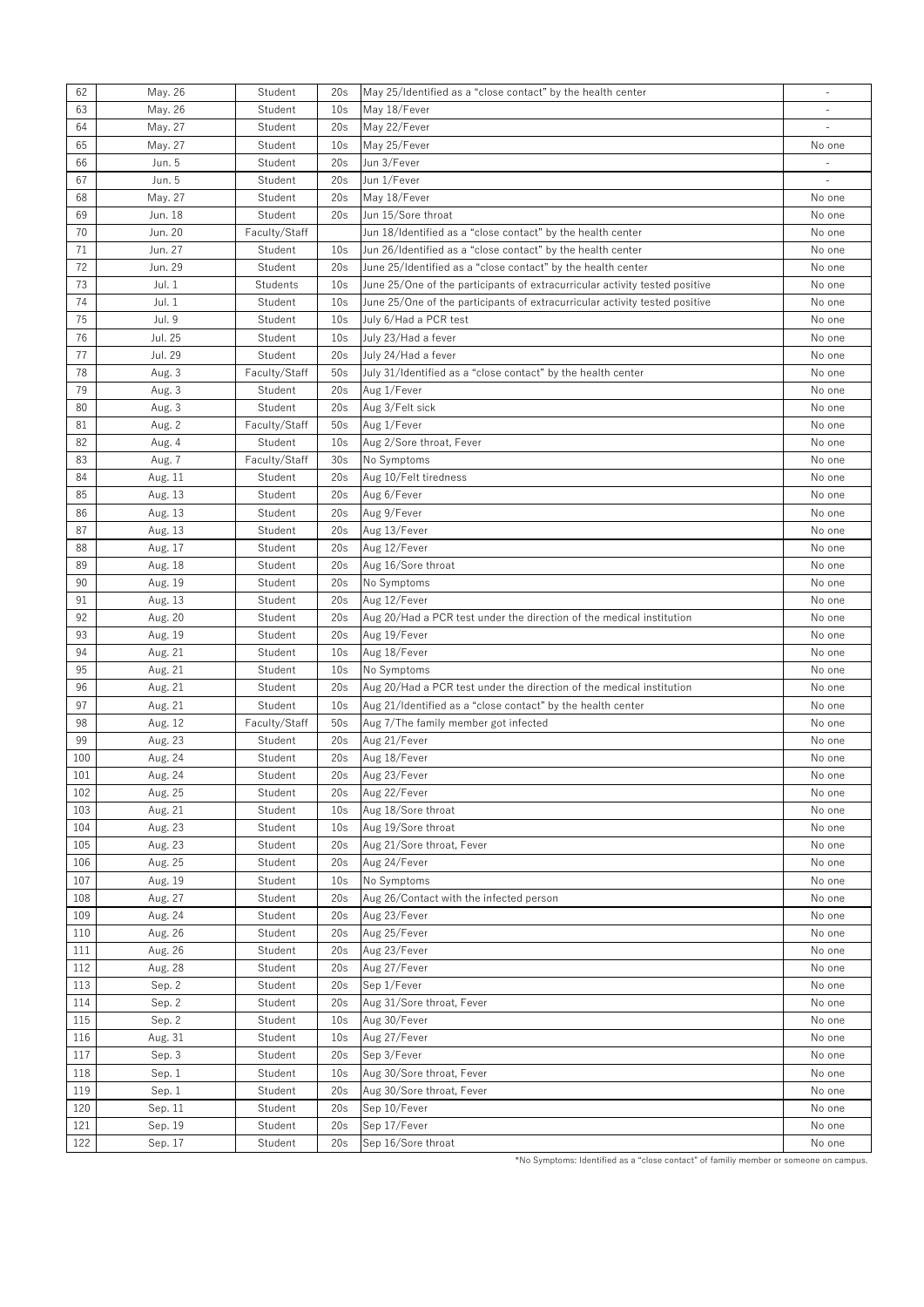| | | | | | |
|---|---|---|---|---|---|
| 62 | May. 26 | Student | 20s | May 25/Identified as a "close contact" by the health center | - |
| 63 | May. 26 | Student | 10s | May 18/Fever | - |
| 64 | May. 27 | Student | 20s | May 22/Fever | - |
| 65 | May. 27 | Student | 10s | May 25/Fever | No one |
| 66 | Jun. 5 | Student | 20s | Jun 3/Fever | - |
| 67 | Jun. 5 | Student | 20s | Jun 1/Fever | - |
| 68 | May. 27 | Student | 20s | May 18/Fever | No one |
| 69 | Jun. 18 | Student | 20s | Jun 15/Sore throat | No one |
| 70 | Jun. 20 | Faculty/Staff | | Jun 18/Identified as a "close contact" by the health center | No one |
| 71 | Jun. 27 | Student | 10s | Jun 26/Identified as a "close contact" by the health center | No one |
| 72 | Jun. 29 | Student | 20s | June 25/Identified as a "close contact" by the health center | No one |
| 73 | Jul. 1 | Students | 10s | June 25/One of the participants of extracurricular activity tested positive | No one |
| 74 | Jul. 1 | Student | 10s | June 25/One of the participants of extracurricular activity tested positive | No one |
| 75 | Jul. 9 | Student | 10s | July 6/Had a PCR test | No one |
| 76 | Jul. 25 | Student | 10s | July 23/Had a fever | No one |
| 77 | Jul. 29 | Student | 20s | July 24/Had a fever | No one |
| 78 | Aug. 3 | Faculty/Staff | 50s | July 31/Identified as a "close contact" by the health center | No one |
| 79 | Aug. 3 | Student | 20s | Aug 1/Fever | No one |
| 80 | Aug. 3 | Student | 20s | Aug 3/Felt sick | No one |
| 81 | Aug. 2 | Faculty/Staff | 50s | Aug 1/Fever | No one |
| 82 | Aug. 4 | Student | 10s | Aug 2/Sore throat, Fever | No one |
| 83 | Aug. 7 | Faculty/Staff | 30s | No Symptoms | No one |
| 84 | Aug. 11 | Student | 20s | Aug 10/Felt tiredness | No one |
| 85 | Aug. 13 | Student | 20s | Aug 6/Fever | No one |
| 86 | Aug. 13 | Student | 20s | Aug 9/Fever | No one |
| 87 | Aug. 13 | Student | 20s | Aug 13/Fever | No one |
| 88 | Aug. 17 | Student | 20s | Aug 12/Fever | No one |
| 89 | Aug. 18 | Student | 20s | Aug 16/Sore throat | No one |
| 90 | Aug. 19 | Student | 20s | No Symptoms | No one |
| 91 | Aug. 13 | Student | 20s | Aug 12/Fever | No one |
| 92 | Aug. 20 | Student | 20s | Aug 20/Had a PCR test under the direction of the medical institution | No one |
| 93 | Aug. 19 | Student | 20s | Aug 19/Fever | No one |
| 94 | Aug. 21 | Student | 10s | Aug 18/Fever | No one |
| 95 | Aug. 21 | Student | 10s | No Symptoms | No one |
| 96 | Aug. 21 | Student | 20s | Aug 20/Had a PCR test under the direction of the medical institution | No one |
| 97 | Aug. 21 | Student | 10s | Aug 21/Identified as a "close contact" by the health center | No one |
| 98 | Aug. 12 | Faculty/Staff | 50s | Aug 7/The family member got infected | No one |
| 99 | Aug. 23 | Student | 20s | Aug 21/Fever | No one |
| 100 | Aug. 24 | Student | 20s | Aug 18/Fever | No one |
| 101 | Aug. 24 | Student | 20s | Aug 23/Fever | No one |
| 102 | Aug. 25 | Student | 20s | Aug 22/Fever | No one |
| 103 | Aug. 21 | Student | 10s | Aug 18/Sore throat | No one |
| 104 | Aug. 23 | Student | 10s | Aug 19/Sore throat | No one |
| 105 | Aug. 23 | Student | 20s | Aug 21/Sore throat, Fever | No one |
| 106 | Aug. 25 | Student | 20s | Aug 24/Fever | No one |
| 107 | Aug. 19 | Student | 10s | No Symptoms | No one |
| 108 | Aug. 27 | Student | 20s | Aug 26/Contact with the infected person | No one |
| 109 | Aug. 24 | Student | 20s | Aug 23/Fever | No one |
| 110 | Aug. 26 | Student | 20s | Aug 25/Fever | No one |
| 111 | Aug. 26 | Student | 20s | Aug 23/Fever | No one |
| 112 | Aug. 28 | Student | 20s | Aug 27/Fever | No one |
| 113 | Sep. 2 | Student | 20s | Sep 1/Fever | No one |
| 114 | Sep. 2 | Student | 20s | Aug 31/Sore throat, Fever | No one |
| 115 | Sep. 2 | Student | 10s | Aug 30/Fever | No one |
| 116 | Aug. 31 | Student | 10s | Aug 27/Fever | No one |
| 117 | Sep. 3 | Student | 20s | Sep 3/Fever | No one |
| 118 | Sep. 1 | Student | 10s | Aug 30/Sore throat, Fever | No one |
| 119 | Sep. 1 | Student | 20s | Aug 30/Sore throat, Fever | No one |
| 120 | Sep. 11 | Student | 20s | Sep 10/Fever | No one |
| 121 | Sep. 19 | Student | 20s | Sep 17/Fever | No one |
| 122 | Sep. 17 | Student | 20s | Sep 16/Sore throat | No one |

*No Symptoms: Identified as a "close contact" of familiy member or someone on campus.